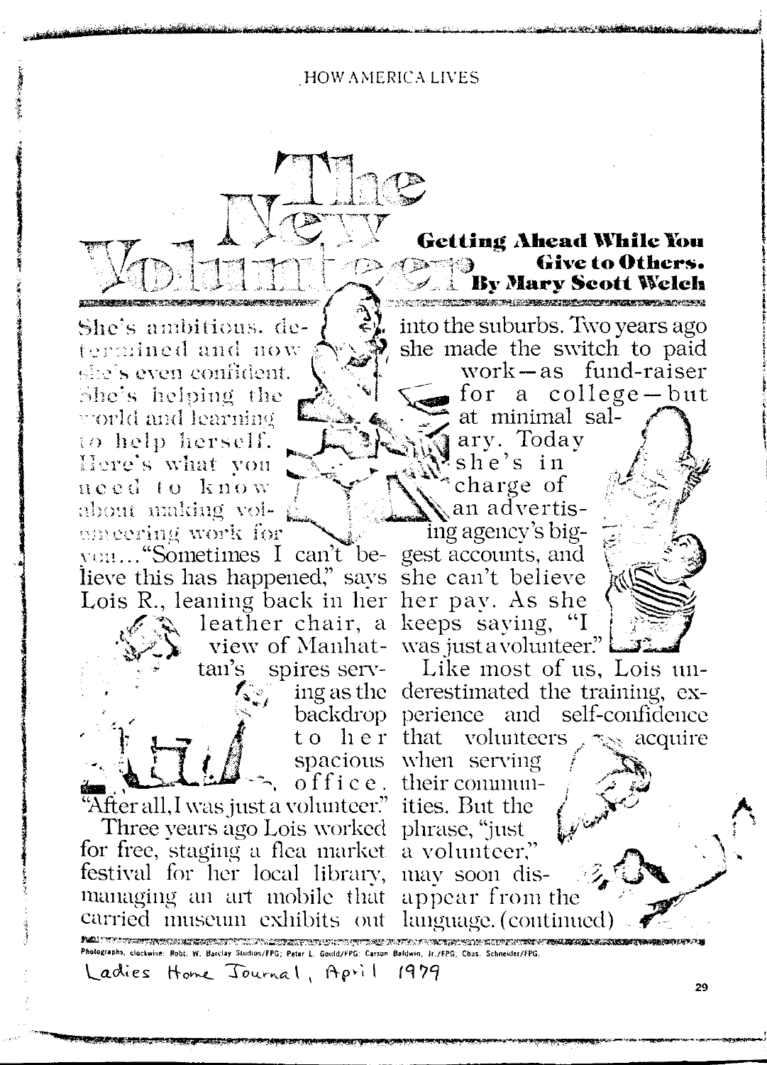HOW AMERICA LIVES

# The New Volunteer

**Getting Ahead While You Give to Others.**
**By Mary Scott Welch**

She's ambitious, determined and now she's even confident. She's helping the world and learning to help herself. Here's what you need to know about making volunteering work for you..."Sometimes I can't believe this has happened," says Lois R., leaning back in her leather chair, a view of Manhattan's spires serving as the backdrop to her spacious office. "After all, I was just a volunteer."

Three years ago Lois worked for free, staging a flea market festival for her local library, managing an art mobile that carried museum exhibits out into the suburbs. Two years ago she made the switch to paid work—as fund-raiser for a college—but at minimal salary. Today she's in charge of an advertising agency's biggest accounts, and she can't believe her pay. As she keeps saying, "I was just a volunteer."

Like most of us, Lois underestimated the training, experience and self-confidence that volunteers acquire when serving their communities. But the phrase, "just a volunteer," may soon disappear from the language. (continued)

Photographs, clockwise: Robt. W. Barclay Studios/FPG; Peter L. Gould/FPG; Carson Baldwin, Jr./FPG; Chas. Schneider/FPG.

Ladies Home Journal, April 1979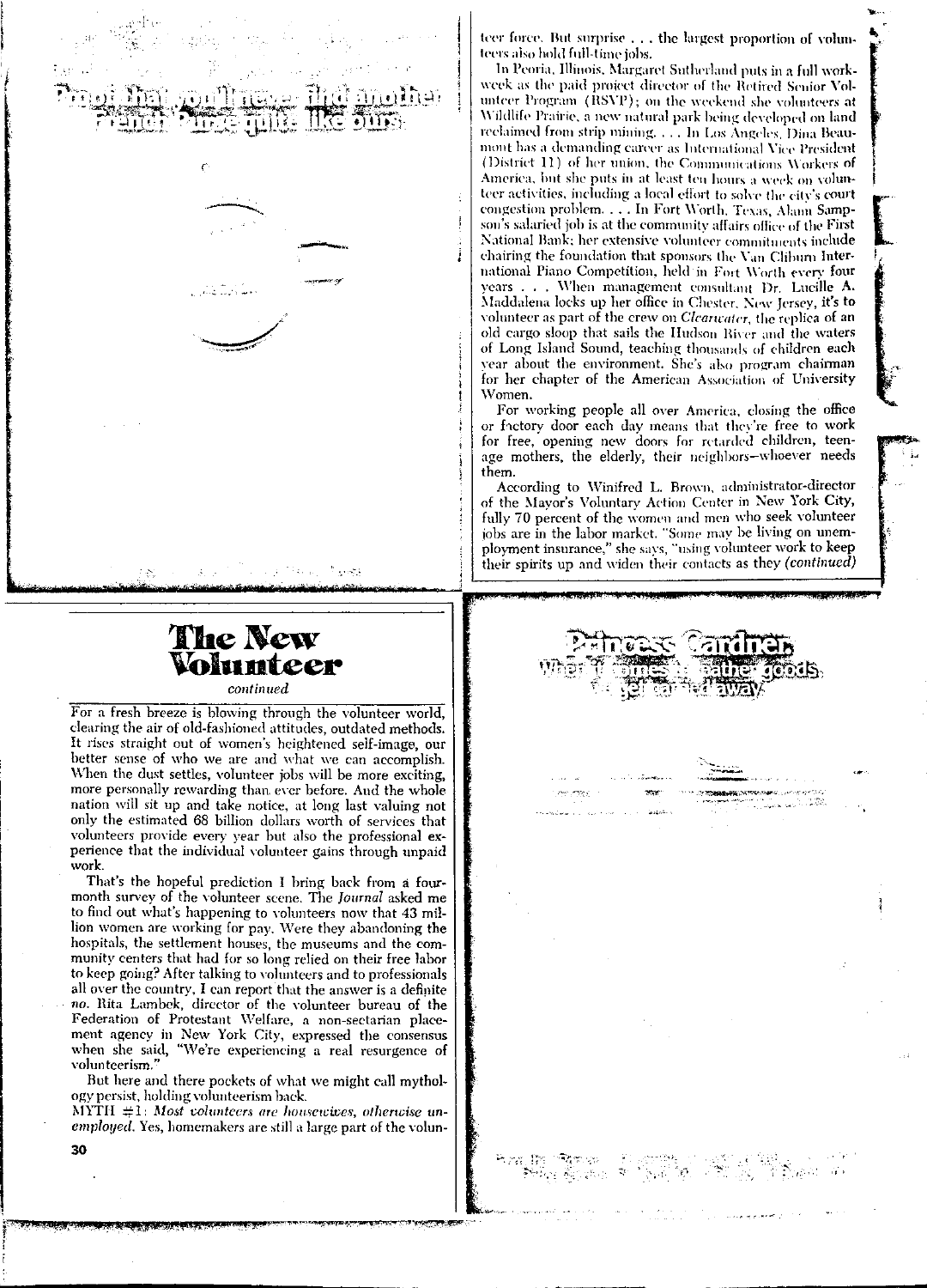# The New Volunteer

*continued*

For a fresh breeze is blowing through the volunteer world, clearing the air of old-fashioned attitudes, outdated methods. It rises straight out of women's heightened self-image, our better sense of who we are and what we can accomplish. When the dust settles, volunteer jobs will be more exciting, more personally rewarding than ever before. And the whole nation will sit up and take notice, at long last valuing not only the estimated 68 billion dollars worth of services that volunteers provide every year but also the professional experience that the individual volunteer gains through unpaid work.

That's the hopeful prediction I bring back from a four-month survey of the volunteer scene. The *Journal* asked me to find out what's happening to volunteers now that 43 million women are working for pay. Were they abandoning the hospitals, the settlement houses, the museums and the community centers that had for so long relied on their free labor to keep going? After talking to volunteers and to professionals all over the country, I can report that the answer is a definite *no*. Rita Lambek, director of the volunteer bureau of the Federation of Protestant Welfare, a non-sectarian placement agency in New York City, expressed the consensus when she said, "We're experiencing a real resurgence of volunteerism."

But here and there pockets of what we might call mythology persist, holding volunteerism back.

MYTH #1: *Most volunteers are housewives, otherwise unemployed.* Yes, homemakers are still a large part of the volunteer force. But surprise . . . the largest proportion of volunteers also hold full-time jobs.

In Peoria, Illinois, Margaret Sutherland puts in a full work-week as the paid project director of the Retired Senior Volunteer Program (RSVP); on the weekend she volunteers at Wildlife Prairie, a new natural park being developed on land reclaimed from strip mining. . . . In Los Angeles, Dina Beaumont has a demanding career as International Vice President (District 11) of her union, the Communications Workers of America, but she puts in at least ten hours a week on volunteer activities, including a local effort to solve the city's court congestion problem. . . . In Fort Worth, Texas, Alann Sampson's salaried job is at the community affairs office of the First National Bank; her extensive volunteer commitments include chairing the foundation that sponsors the Van Cliburn International Piano Competition, held in Fort Worth every four years . . . When management consultant Dr. Lucille A. Maddalena locks up her office in Chester, New Jersey, it's to volunteer as part of the crew on *Clearwater*, the replica of an old cargo sloop that sails the Hudson River and the waters of Long Island Sound, teaching thousands of children each year about the environment. She's also program chairman for her chapter of the American Association of University Women.

For working people all over America, closing the office or factory door each day means that they're free to work for free, opening new doors for retarded children, teenage mothers, the elderly, their neighbors—whoever needs them.

According to Winifred L. Brown, administrator-director of the Mayor's Voluntary Action Center in New York City, fully 70 percent of the women and men who seek volunteer jobs are in the labor market. "Some may be living on unemployment insurance," she says, "using volunteer work to keep their spirits up and widen their contacts as they *(continued)*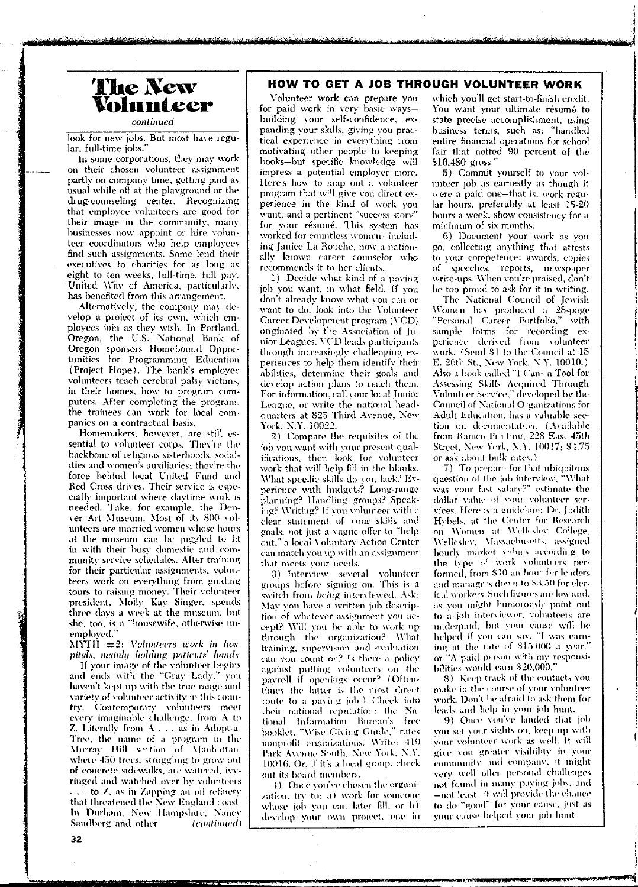# The New Volunteer

*continued*

look for new jobs. But most have regular, full-time jobs."

In some corporations, they may work on their chosen volunteer assignment partly on company time, getting paid as usual while off at the playground or the drug-counseling center. Recognizing that employee volunteers are good for their image in the community, many businesses now appoint or hire volunteer coordinators who help employees find such assignments. Some lend their executives to charities for as long as eight to ten weeks, full-time, full pay. United Way of America, particularly, has benefited from this arrangement.

Alternatively, the company may develop a project of its own, which employees join as they wish. In Portland, Oregon, the U.S. National Bank of Oregon sponsors Homebound Opportunities for Programming Education (Project Hope). The bank's employee volunteers teach cerebral palsy victims, in their homes, how to program computers. After completing the program, the trainees can work for local companies on a contractual basis.

Homemakers, however, are still essential to volunteer corps. They're the backbone of religious sisterhoods, sodalities and women's auxiliaries; they're the force behind local United Fund and Red Cross drives. Their service is especially important where daytime work is needed. Take, for example, the Denver Art Museum. Most of its 800 volunteers are married women whose hours at the museum can be juggled to fit in with their busy domestic and community service schedules. After training for their particular assignments, volunteers work on everything from guiding tours to raising money. Their volunteer president, Molly Kay Singer, spends three days a week at the museum, but she, too, is a "housewife, otherwise unemployed."

MYTH #2: *Volunteers work in hospitals, mainly holding patients' hands*

If your image of the volunteer begins and ends with the "Gray Lady," you haven't kept up with the true range and variety of volunteer activity in this country. Contemporary volunteers meet every imaginable challenge, from A to Z. Literally from A . . . as in Adopt-a-Tree, the name of a program in the Murray Hill section of Manhattan, where 450 trees, struggling to grow out of concrete sidewalks, are watered, ivy-ringed and watched over by volunteers . . . to Z, as in Zapping an oil refinery that threatened the New England coast. In Durham, New Hampshire, Nancy Sandberg and other *(continued)*

## HOW TO GET A JOB THROUGH VOLUNTEER WORK

Volunteer work can prepare you for paid work in very basic ways—building your self-confidence, expanding your skills, giving you practical experience in everything from motivating other people to keeping books—but specific knowledge will impress a potential employer more. Here's how to map out a volunteer program that will give you direct experience in the kind of work you want, and a pertinent "success story" for your résumé. This system has worked for countless women—including Janice La Rouche, now a nationally known career counselor who recommends it to her clients.

1) Decide what kind of a paying job you want, in what field. If you don't already know what you can or want to do, look into the Volunteer Career Development program (VCD) originated by the Association of Junior Leagues. VCD leads participants through increasingly challenging experiences to help them identify their abilities, determine their goals and develop action plans to reach them. For information, call your local Junior League, or write the national headquarters at 825 Third Avenue, New York, N.Y. 10022.

2) Compare the requisites of the job you want with your present qualifications, then look for volunteer work that will help fill in the blanks. What specific skills do you lack? Experience with budgets? Long-range planning? Handling groups? Speaking? Writing? If you volunteer with a clear statement of your skills and goals, not just a vague offer to "help out," a local Voluntary Action Center can match you up with an assignment that meets your needs.

3) Interview several volunteer groups before signing on. This is a switch from *being* interviewed. Ask: May you have a written job description of whatever assignment you accept? Will you be able to work up through the organization? What training, supervision and evaluation can you count on? Is there a policy against putting volunteers on the payroll if openings occur? (Oftentimes the latter is the most direct route to a paying job.) Check into their national reputation: the National Information Bureau's free booklet, "Wise Giving Guide," rates nonprofit organizations. Write: 419 Park Avenue South, New York, N.Y. 10016. Or, if it's a local group, check out its board members.

4) Once you've chosen the organization, try to: a) work for someone whose job you can later fill, or b) develop your own project, one in which you'll get start-to-finish credit. You want your ultimate résumé to state precise accomplishment, using business terms, such as: "handled entire financial operations for school fair that netted 90 percent of the $16,480 gross."

5) Commit yourself to your volunteer job as earnestly as though it were a paid one—that is, work regular hours, preferably at least 15-20 hours a week; show consistency for a minimum of six months.

6) Document your work as you go, collecting anything that attests to your competence: awards, copies of speeches, reports, newspaper write-ups. When you're praised, don't be too proud to ask for it in writing.

The National Council of Jewish Women has produced a 28-page "Personal Career Portfolio," with sample forms for recording experience derived from volunteer work. (Send $1 to the Council at 15 E. 26th St., New York, N.Y. 10010.) Also a book called "I Can—a Tool for Assessing Skills Acquired Through Volunteer Service," developed by the Council of National Organizations for Adult Education, has a valuable section on documentation. (Available from Ramco Printing, 228 East 45th Street, New York, N.Y. 10017; $4.75 or ask about bulk rates.)

7) To prepare for that ubiquitous question of the job interview, "What was your last salary?" estimate the dollar value of your volunteer services. Here is a guideline: Dr. Judith Hybels, at the Center for Research on Women at Wellesley College, Wellesley, Massachusetts, assigned hourly market values according to the type of work volunteers performed, from $10 an hour for leaders and managers down to $3.50 for clerical workers. Such figures are low and, as you might humorously point out to a job interviewer, volunteers are underpaid, but your cause will be helped if you can say, "I was earning at the rate of $15,000 a year," or "A paid person with my responsibilities would earn $20,000."

8) Keep track of the contacts you make in the course of your volunteer work. Don't be afraid to ask them for leads and help in your job hunt.

9) Once you've landed that job you set your sights on, keep up with your volunteer work as well. It will give you greater visibility in your community and company, it might very well offer personal challenges not found in many paying jobs, and —not least—it will provide the chance to do "good" for your cause, just as your cause helped your job hunt.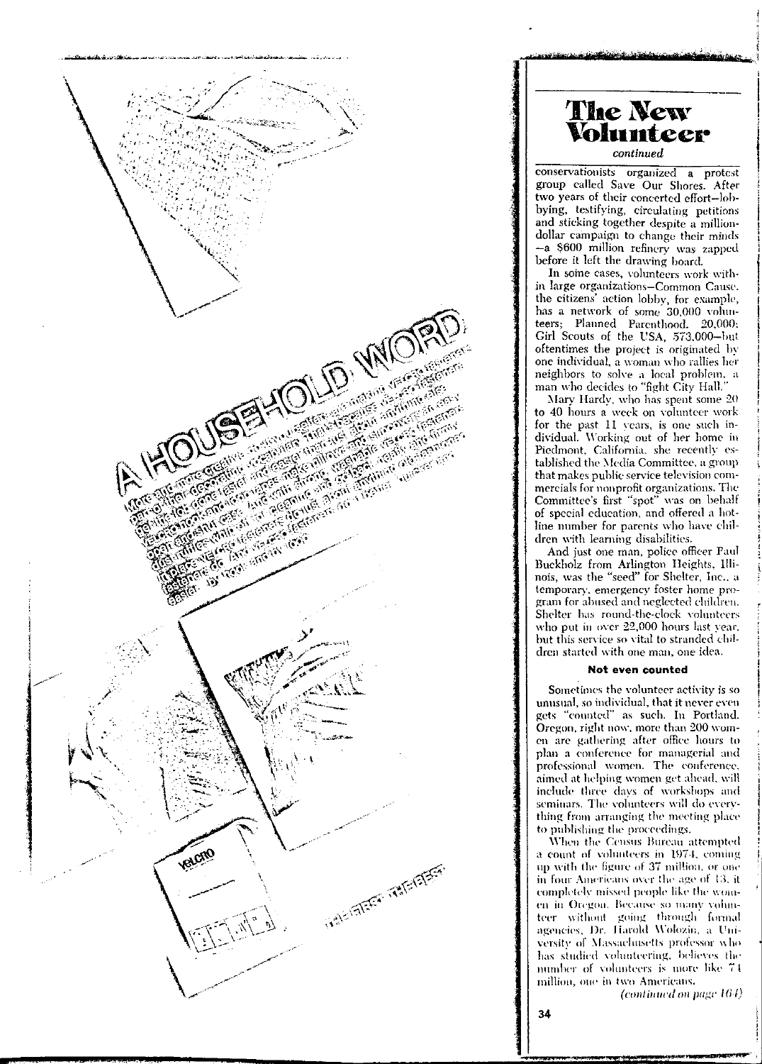# The New Volunteer

*continued*

conservationists organized a protest group called Save Our Shores. After two years of their concerted effort—lobbying, testifying, circulating petitions and sticking together despite a million-dollar campaign to change their minds—a $600 million refinery was zapped before it left the drawing board.

In some cases, volunteers work within large organizations—Common Cause, the citizens' action lobby, for example, has a network of some 30,000 volunteers; Planned Parenthood, 20,000; Girl Scouts of the USA, 573,000—but oftentimes the project is originated by one individual, a woman who rallies her neighbors to solve a local problem, a man who decides to "fight City Hall."

Mary Hardy, who has spent some 20 to 40 hours a week on volunteer work for the past 11 years, is one such individual. Working out of her home in Piedmont, California, she recently established the Media Committee, a group that makes public-service television commercials for nonprofit organizations. The Committee's first "spot" was on behalf of special education, and offered a hot-line number for parents who have children with learning disabilities.

And just one man, police officer Paul Buckholz from Arlington Heights, Illinois, was the "seed" for Shelter, Inc., a temporary, emergency foster home program for abused and neglected children. Shelter has round-the-clock volunteers who put in over 22,000 hours last year, but this service so vital to stranded children started with one man, one idea.

### Not even counted

Sometimes the volunteer activity is so unusual, so individual, that it never even gets "counted" as such. In Portland, Oregon, right now, more than 200 women are gathering after office hours to plan a conference for managerial and professional women. The conference, aimed at helping women get ahead, will include three days of workshops and seminars. The volunteers will do everything from arranging the meeting place to publishing the proceedings.

When the Census Bureau attempted a count of volunteers in 1974, coming up with the figure of 37 million, or one in four Americans over the age of 13, it completely missed people like the women in Oregon. Because so many volunteer without going through formal agencies, Dr. Harold Wolozin, a University of Massachusetts professor who has studied volunteering, believes the number of volunteers is more like 74 million, one in two Americans.

*(continued on page 164)*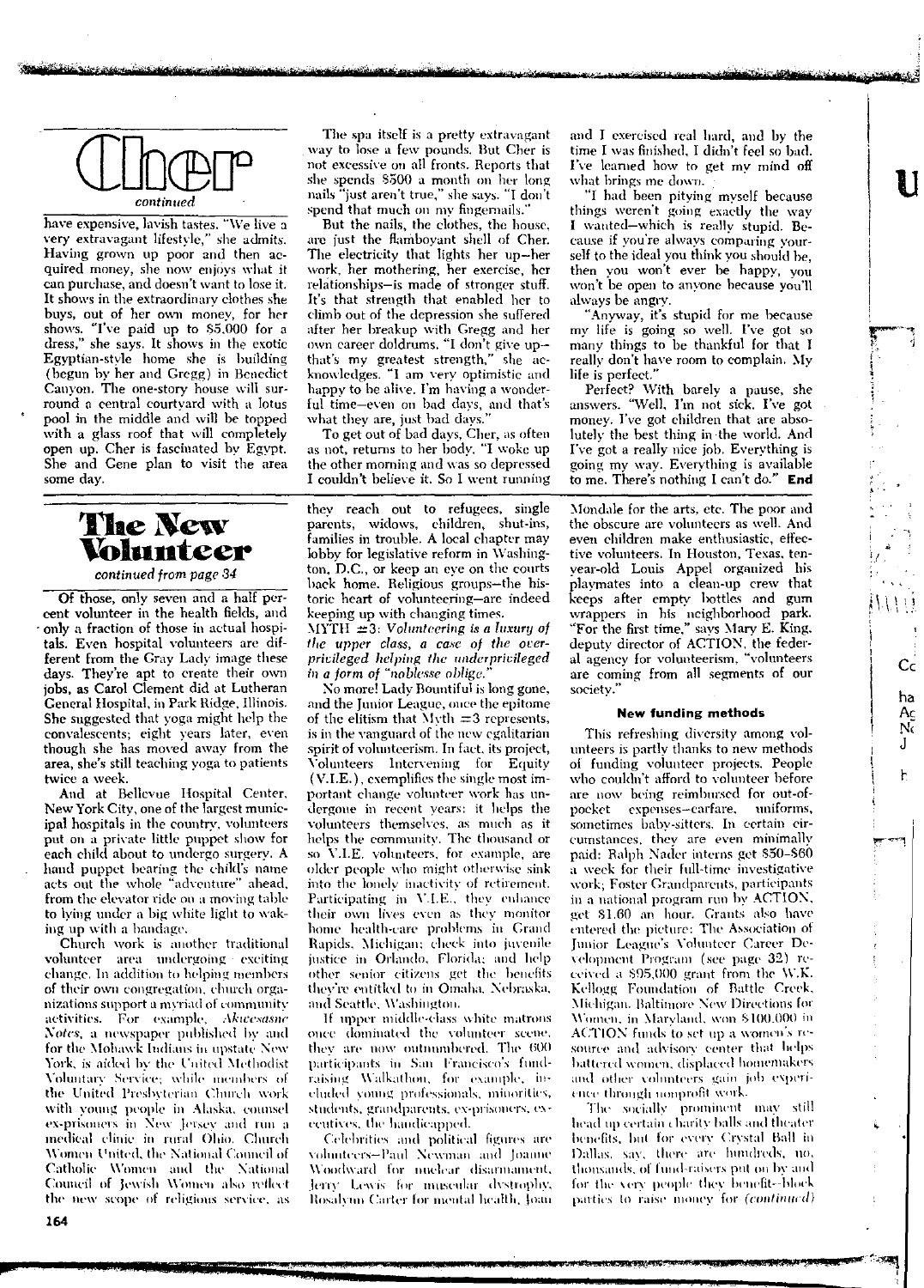# Cher

*continued*

have expensive, lavish tastes. "We live a very extravagant lifestyle," she admits. Having grown up poor and then acquired money, she now enjoys what it can purchase, and doesn't want to lose it. It shows in the extraordinary clothes she buys, out of her own money, for her shows. "I've paid up to $5,000 for a dress," she says. It shows in the exotic Egyptian-style home she is building (begun by her and Gregg) in Benedict Canyon. The one-story house will surround a central courtyard with a lotus pool in the middle and will be topped with a glass roof that will completely open up. Cher is fascinated by Egypt. She and Gene plan to visit the area some day.

The spa itself is a pretty extravagant way to lose a few pounds. But Cher is not excessive on all fronts. Reports that she spends $500 a month on her long nails "just aren't true," she says. "I don't spend that much on my fingernails."

But the nails, the clothes, the house, are just the flamboyant shell of Cher. The electricity that lights her up—her work, her mothering, her exercise, her relationships—is made of stronger stuff. It's that strength that enabled her to climb out of the depression she suffered after her breakup with Gregg and her own career doldrums. "I don't give up—that's my greatest strength," she acknowledges. "I am very optimistic and happy to be alive. I'm having a wonderful time—even on bad days, and that's what they are, just bad days."

To get out of bad days, Cher, as often as not, returns to her body. "I woke up the other morning and was so depressed I couldn't believe it. So I went running and I exercised real hard, and by the time I was finished, I didn't feel so bad. I've learned how to get my mind off what brings me down.

"I had been pitying myself because things weren't going exactly the way I wanted—which is really stupid. Because if you're always comparing yourself to the ideal you think you should be, then you won't ever be happy, you won't be open to anyone because you'll always be angry.

"Anyway, it's stupid for me because my life is going so well. I've got so many things to be thankful for that I really don't have room to complain. My life is perfect."

Perfect? With barely a pause, she answers. "Well, I'm not sick. I've got money. I've got children that are absolutely the best thing in the world. And I've got a really nice job. Everything is going my way. Everything is available to me. There's nothing I can't do." **End**

# The New Volunteer

*continued from page 34*

Of those, only seven and a half percent volunteer in the health fields, and only a fraction of those in actual hospitals. Even hospital volunteers are different from the Gray Lady image these days. They're apt to create their own jobs, as Carol Clement did at Lutheran General Hospital, in Park Ridge, Illinois. She suggested that yoga might help the convalescents; eight years later, even though she has moved away from the area, she's still teaching yoga to patients twice a week.

And at Bellevue Hospital Center, New York City, one of the largest municipal hospitals in the country, volunteers put on a private little puppet show for each child about to undergo surgery. A hand puppet bearing the child's name acts out the whole "adventure" ahead, from the elevator ride on a moving table to lying under a big white light to waking up with a bandage.

Church work is another traditional volunteer area undergoing exciting change. In addition to helping members of their own congregation, church organizations support a myriad of community activities. For example, *Akwesasne Notes*, a newspaper published by and for the Mohawk Indians in upstate New York, is aided by the United Methodist Voluntary Service; while members of the United Presbyterian Church work with young people in Alaska, counsel ex-prisoners in New Jersey and run a medical clinic in rural Ohio. Church Women United, the National Council of Catholic Women and the National Council of Jewish Women also reflect the new scope of religious service, as they reach out to refugees, single parents, widows, children, shut-ins, families in trouble. A local chapter may lobby for legislative reform in Washington, D.C., or keep an eye on the courts back home. Religious groups—the historic heart of volunteering—are indeed keeping up with changing times.

MYTH #3: *Volunteering is a luxury of the upper class, a case of the overprivileged helping the underprivileged in a form of "noblesse oblige."*

No more! Lady Bountiful is long gone, and the Junior League, once the epitome of the elitism that Myth #3 represents, is in the vanguard of the new egalitarian spirit of volunteerism. In fact, its project, Volunteers Intervening for Equity (V.I.E.), exemplifies the single most important change volunteer work has undergone in recent years: it helps the volunteers themselves, as much as it helps the community. The thousand or so V.I.E. volunteers, for example, are older people who might otherwise sink into the lonely inactivity of retirement. Participating in V.I.E., they enhance their own lives even as they monitor home health-care problems in Grand Rapids, Michigan; check into juvenile justice in Orlando, Florida; and help other senior citizens get the benefits they're entitled to in Omaha, Nebraska, and Seattle, Washington.

If upper middle-class white matrons once dominated the volunteer scene, they are now outnumbered. The 600 participants in San Francisco's fund-raising Walkathon, for example, included young professionals, minorities, students, grandparents, ex-prisoners, executives, the handicapped.

Celebrities and political figures are volunteers—Paul Newman and Joanne Woodward for nuclear disarmament, Jerry Lewis for muscular dystrophy, Rosalynn Carter for mental health, Joan Mondale for the arts, etc. The poor and the obscure are volunteers as well. And even children make enthusiastic, effective volunteers. In Houston, Texas, ten-year-old Louis Appel organized his playmates into a clean-up crew that keeps after empty bottles and gum wrappers in his neighborhood park. "For the first time," says Mary E. King, deputy director of ACTION, the federal agency for volunteerism, "volunteers are coming from all segments of our society."

### New funding methods

This refreshing diversity among volunteers is partly thanks to new methods of funding volunteer projects. People who couldn't afford to volunteer before are now being reimbursed for out-of-pocket expenses—carfare, uniforms, sometimes baby-sitters. In certain circumstances, they are even minimally paid: Ralph Nader interns get $50–$60 a week for their full-time investigative work; Foster Grandparents, participants in a national program run by ACTION, get $1.60 an hour. Grants also have entered the picture: The Association of Junior League's Volunteer Career Development Program (see page 32) received a $95,000 grant from the W.K. Kellogg Foundation of Battle Creek, Michigan. Baltimore New Directions for Women, in Maryland, won $100,000 in ACTION funds to set up a women's resource and advisory center that helps battered women, displaced homemakers and other volunteers gain job experience through nonprofit work.

The socially prominent may still head up certain charity balls and theater benefits, but for every Crystal Ball in Dallas, say, there are hundreds, no, thousands, of fund-raisers put on by and for the very people they benefit—block parties to raise money for *(continued)*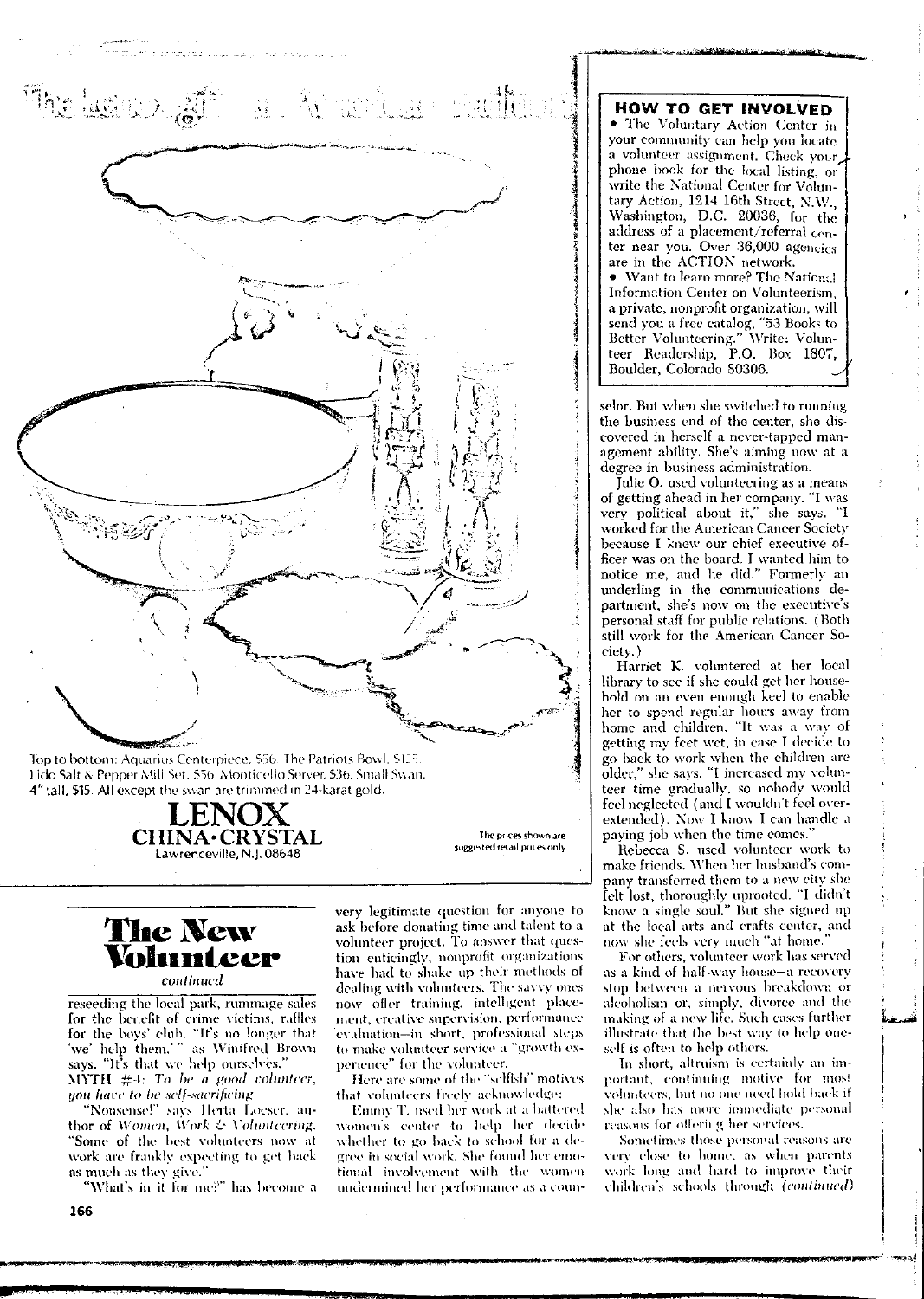Top to bottom: Aquarius Centerpiece, $56. The Patriots Bowl, $125. Lido Salt & Pepper Mill Set, $56. Monticello Server, $36. Small Swan, 4" tall, $15. All except the swan are trimmed in 24-karat gold.

**LENOX**
**CHINA·CRYSTAL**
Lawrenceville, N.J. 08648

The prices shown are suggested retail prices only.

## HOW TO GET INVOLVED

- The Voluntary Action Center in your community can help you locate a volunteer assignment. Check your phone book for the local listing, or write the National Center for Voluntary Action, 1214 16th Street, N.W., Washington, D.C. 20036, for the address of a placement/referral center near you. Over 36,000 agencies are in the ACTION network.
- Want to learn more? The National Information Center on Volunteerism, a private, nonprofit organization, will send you a free catalog, "53 Books to Better Volunteering." Write: Volunteer Readership, P.O. Box 1807, Boulder, Colorado 80306.

# The New Volunteer

*continued*

reseeding the local park, rummage sales for the benefit of crime victims, raffles for the boys' club. "It's no longer that 'we' help them,'" as Winifred Brown says. "It's that we help ourselves."

MYTH #4: *To be a good volunteer, you have to be self-sacrificing.*

"Nonsense!" says Herta Loeser, author of *Women, Work & Volunteering*. "Some of the best volunteers now at work are frankly expecting to get back as much as they give."

"What's in it for me?" has become a very legitimate question for anyone to ask before donating time and talent to a volunteer project. To answer that question enticingly, nonprofit organizations have had to shake up their methods of dealing with volunteers. The savvy ones now offer training, intelligent placement, creative supervision, performance evaluation—in short, professional steps to make volunteer service a "growth experience" for the volunteer.

Here are some of the "selfish" motives that volunteers freely acknowledge:

Emmy T. used her work at a battered women's center to help her decide whether to go back to school for a degree in social work. She found her emotional involvement with the women undermined her performance as a counselor. But when she switched to running the business end of the center, she discovered in herself a never-tapped management ability. She's aiming now at a degree in business administration.

Julie O. used volunteering as a means of getting ahead in her company. "I was very political about it," she says. "I worked for the American Cancer Society because I knew our chief executive officer was on the board. I wanted him to notice me, and he did." Formerly an underling in the communications department, she's now on the executive's personal staff for public relations. (Both still work for the American Cancer Society.)

Harriet K. volunteered at her local library to see if she could get her household on an even enough keel to enable her to spend regular hours away from home and children. "It was a way of getting my feet wet, in case I decide to go back to work when the children are older," she says. "I increased my volunteer time gradually, so nobody would feel neglected (and I wouldn't feel over-extended). Now I know I can handle a paying job when the time comes."

Rebecca S. used volunteer work to make friends. When her husband's company transferred them to a new city she felt lost, thoroughly uprooted. "I didn't know a single soul." But she signed up at the local arts and crafts center, and now she feels very much "at home."

For others, volunteer work has served as a kind of half-way house—a recovery stop between a nervous breakdown or alcoholism or, simply, divorce and the making of a new life. Such cases further illustrate that the best way to help oneself is often to help others.

In short, altruism is certainly an important, continuing motive for most volunteers, but no one need hold back if she also has more immediate personal reasons for offering her services.

Sometimes those personal reasons are very close to home, as when parents work long and hard to improve their children's schools through *(continued)*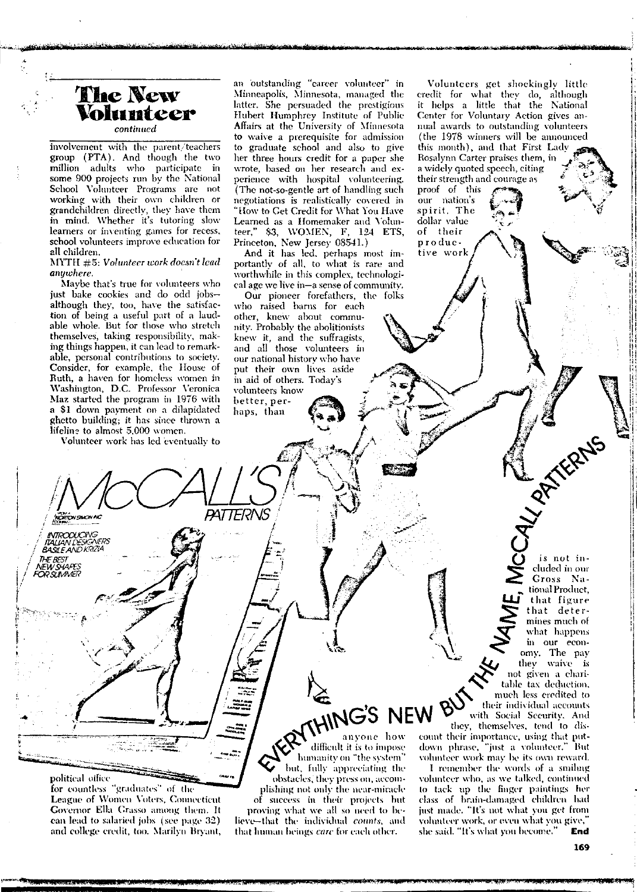# The New Volunteer

*continued*

involvement with the parent/teachers group (PTA). And though the two million adults who participate in some 900 projects run by the National School Volunteer Programs are not working with their own children or grandchildren directly, they have them in mind. Whether it's tutoring slow learners or inventing games for recess, school volunteers improve education for all children.

MYTH #5: *Volunteer work doesn't lead anywhere.*

Maybe that's true for volunteers who just bake cookies and do odd jobs—although they, too, have the satisfaction of being a useful part of a laudable whole. But for those who stretch themselves, taking responsibility, making things happen, it can lead to remarkable, personal contributions to society. Consider, for example, the House of Ruth, a haven for homeless women in Washington, D.C. Professor Veronica Maz started the program in 1976 with a $1 down payment on a dilapidated ghetto building; it has since thrown a lifeline to almost 5,000 women.

Volunteer work has led eventually to political office for countless "graduates" of the League of Women Voters, Connecticut Governor Ella Grasso among them. It can lead to salaried jobs (see page 32) and college credit, too. Marilyn Bryant, an outstanding "career volunteer" in Minneapolis, Minnesota, managed the latter. She persuaded the prestigious Hubert Humphrey Institute of Public Affairs at the University of Minnesota to waive a prerequisite for admission to graduate school and also to give her three hours credit for a paper she wrote, based on her research and experience with hospital volunteering. (The not-so-gentle art of handling such negotiations is realistically covered in "How to Get Credit for What You Have Learned as a Homemaker and Volunteer," $3, WOMEN, F, 124 ETS, Princeton, New Jersey 08541.)

And it has led, perhaps most importantly of all, to what is rare and worthwhile in this complex, technological age we live in—a sense of community.

Our pioneer forefathers, the folks who raised barns for each other, knew about community. Probably the abolitionists knew it, and the suffragists, and all those volunteers in our national history who have put their own lives aside in aid of others. Today's volunteers know better, perhaps, than anyone how difficult it is to impose humanity on "the system" but, fully appreciating the obstacles, they press on, accomplishing not only the near-miracle of success in their projects but proving what we all so need to believe—that the individual *counts,* and that human beings *care* for each other.

Volunteers get shockingly little credit for what they do, although it helps a little that the National Center for Voluntary Action gives annual awards to outstanding volunteers (the 1978 winners will be announced this month), and that First Lady Rosalynn Carter praises them, in a widely quoted speech, citing their strength and courage as proof of this our nation's spirit. The dollar value of their productive work is not included in our Gross National Product, that figure that determines much of what happens in our economy. The pay they waive is not given a charitable tax deduction, much less credited to their individual accounts with Social Security. And they, themselves, tend to discount their importance, using that put-down phrase, "just a volunteer." But volunteer work may be its own reward.

I remember the words of a smiling volunteer who, as we talked, continued to tack up the finger paintings her class of brain-damaged children had just made. "It's not what you get from volunteer work, or even what you give," she said. "It's what you become." **End**

McCALL'S PATTERNS

INTRODUCING ITALIAN DESIGNERS BASILE AND KRIZIA

THE BEST NEW SHAPES FOR SUMMER

EVERYTHING'S NEW BUT THE NAME, McCALL PATTERNS